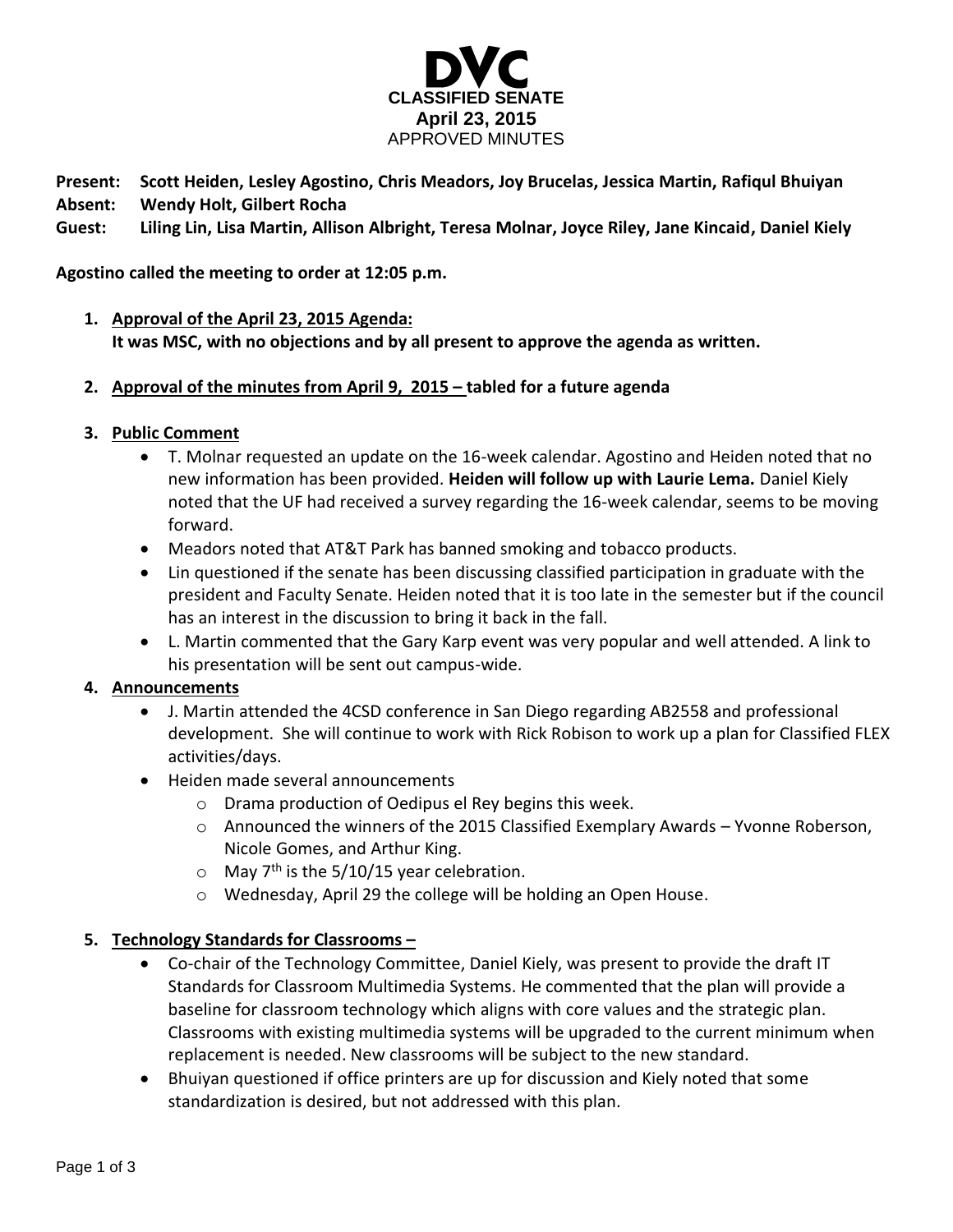# DVC
## CLASSIFIED SENATE
**April 23, 2015**
APPROVED MINUTES

**Present:** **Scott Heiden, Lesley Agostino, Chris Meadors, Joy Brucelas, Jessica Martin, Rafiqul Bhuiyan**
**Absent:** **Wendy Holt, Gilbert Rocha**
**Guest:** **Liling Lin, Lisa Martin, Allison Albright, Teresa Molnar, Joyce Riley, Jane Kincaid, Daniel Kiely**

**Agostino called the meeting to order at 12:05 p.m.**

1. **Approval of the April 23, 2015 Agenda:**
   **It was MSC, with no objections and by all present to approve the agenda as written.**

2. **Approval of the minutes from April 9, 2015 – tabled for a future agenda**

3. **Public Comment**
   - T. Molnar requested an update on the 16-week calendar. Agostino and Heiden noted that no new information has been provided. **Heiden will follow up with Laurie Lema.** Daniel Kiely noted that the UF had received a survey regarding the 16-week calendar, seems to be moving forward.
   - Meadors noted that AT&T Park has banned smoking and tobacco products.
   - Lin questioned if the senate has been discussing classified participation in graduate with the president and Faculty Senate. Heiden noted that it is too late in the semester but if the council has an interest in the discussion to bring it back in the fall.
   - L. Martin commented that the Gary Karp event was very popular and well attended. A link to his presentation will be sent out campus-wide.

4. **Announcements**
   - J. Martin attended the 4CSD conference in San Diego regarding AB2558 and professional development. She will continue to work with Rick Robison to work up a plan for Classified FLEX activities/days.
   - Heiden made several announcements
     - Drama production of Oedipus el Rey begins this week.
     - Announced the winners of the 2015 Classified Exemplary Awards – Yvonne Roberson, Nicole Gomes, and Arthur King.
     - May 7th is the 5/10/15 year celebration.
     - Wednesday, April 29 the college will be holding an Open House.

5. **Technology Standards for Classrooms –**
   - Co-chair of the Technology Committee, Daniel Kiely, was present to provide the draft IT Standards for Classroom Multimedia Systems. He commented that the plan will provide a baseline for classroom technology which aligns with core values and the strategic plan. Classrooms with existing multimedia systems will be upgraded to the current minimum when replacement is needed. New classrooms will be subject to the new standard.
   - Bhuiyan questioned if office printers are up for discussion and Kiely noted that some standardization is desired, but not addressed with this plan.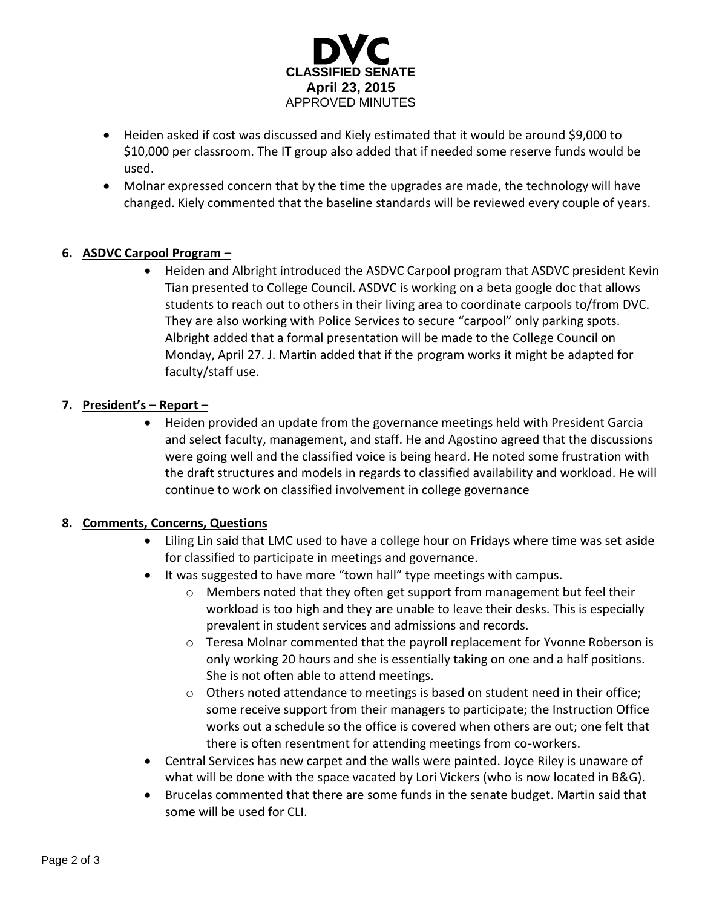- Heiden asked if cost was discussed and Kiely estimated that it would be around $9,000 to $10,000 per classroom. The IT group also added that if needed some reserve funds would be used.
- Molnar expressed concern that by the time the upgrades are made, the technology will have changed. Kiely commented that the baseline standards will be reviewed every couple of years.

**6. ASDVC Carpool Program –**

- Heiden and Albright introduced the ASDVC Carpool program that ASDVC president Kevin Tian presented to College Council. ASDVC is working on a beta google doc that allows students to reach out to others in their living area to coordinate carpools to/from DVC. They are also working with Police Services to secure "carpool" only parking spots. Albright added that a formal presentation will be made to the College Council on Monday, April 27. J. Martin added that if the program works it might be adapted for faculty/staff use.

**7. President's – Report –**

- Heiden provided an update from the governance meetings held with President Garcia and select faculty, management, and staff. He and Agostino agreed that the discussions were going well and the classified voice is being heard. He noted some frustration with the draft structures and models in regards to classified availability and workload. He will continue to work on classified involvement in college governance

**8. Comments, Concerns, Questions**

- Liling Lin said that LMC used to have a college hour on Fridays where time was set aside for classified to participate in meetings and governance.
- It was suggested to have more "town hall" type meetings with campus.
  - Members noted that they often get support from management but feel their workload is too high and they are unable to leave their desks. This is especially prevalent in student services and admissions and records.
  - Teresa Molnar commented that the payroll replacement for Yvonne Roberson is only working 20 hours and she is essentially taking on one and a half positions. She is not often able to attend meetings.
  - Others noted attendance to meetings is based on student need in their office; some receive support from their managers to participate; the Instruction Office works out a schedule so the office is covered when others are out; one felt that there is often resentment for attending meetings from co-workers.
- Central Services has new carpet and the walls were painted. Joyce Riley is unaware of what will be done with the space vacated by Lori Vickers (who is now located in B&G).
- Brucelas commented that there are some funds in the senate budget. Martin said that some will be used for CLI.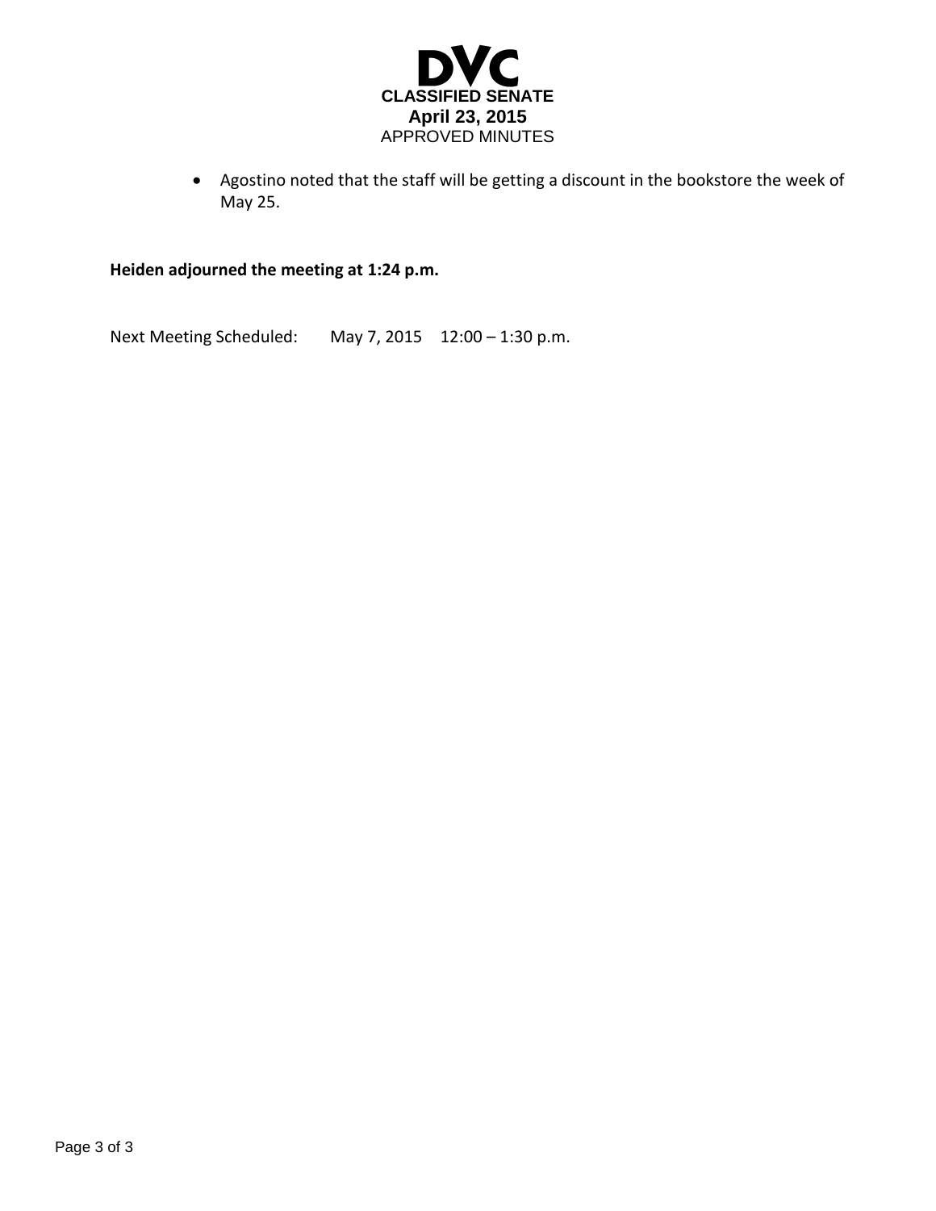- Agostino noted that the staff will be getting a discount in the bookstore the week of May 25.

**Heiden adjourned the meeting at 1:24 p.m.**

Next Meeting Scheduled: May 7, 2015 12:00 – 1:30 p.m.